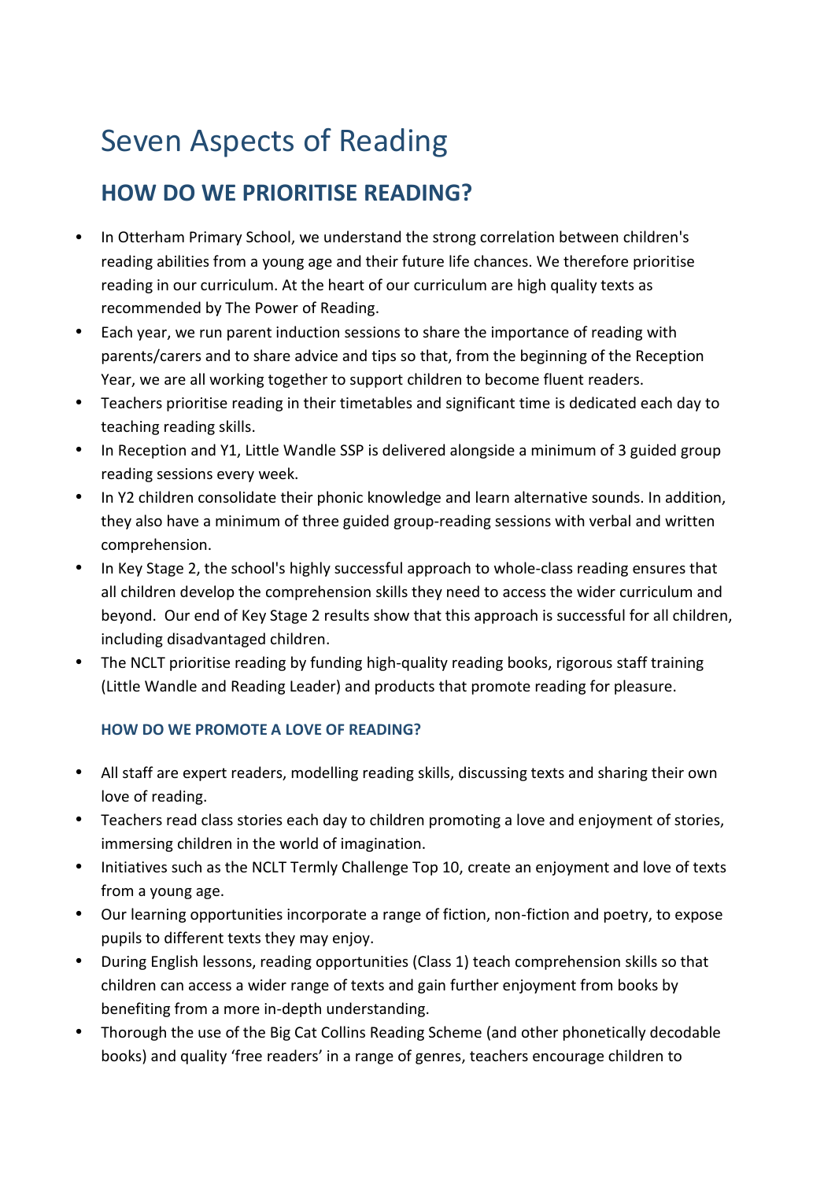# Seven Aspects of Reading

## HOW DO WE PRIORITISE READING?

- In Otterham Primary School, we understand the strong correlation between children's reading abilities from a young age and their future life chances. We therefore prioritise reading in our curriculum. At the heart of our curriculum are high quality texts as recommended by The Power of Reading.
- Each year, we run parent induction sessions to share the importance of reading with parents/carers and to share advice and tips so that, from the beginning of the Reception Year, we are all working together to support children to become fluent readers.
- Teachers prioritise reading in their timetables and significant time is dedicated each day to teaching reading skills.
- In Reception and Y1, Little Wandle SSP is delivered alongside a minimum of 3 guided group reading sessions every week.
- In Y2 children consolidate their phonic knowledge and learn alternative sounds. In addition, they also have a minimum of three guided group-reading sessions with verbal and written comprehension.
- In Key Stage 2, the school's highly successful approach to whole-class reading ensures that all children develop the comprehension skills they need to access the wider curriculum and beyond. Our end of Key Stage 2 results show that this approach is successful for all children, including disadvantaged children.
- The NCLT prioritise reading by funding high-quality reading books, rigorous staff training (Little Wandle and Reading Leader) and products that promote reading for pleasure.

### HOW DO WE PROMOTE A LOVE OF READING?

- All staff are expert readers, modelling reading skills, discussing texts and sharing their own love of reading.
- Teachers read class stories each day to children promoting a love and enjoyment of stories, immersing children in the world of imagination.
- Initiatives such as the NCLT Termly Challenge Top 10, create an enjoyment and love of texts from a young age.
- Our learning opportunities incorporate a range of fiction, non-fiction and poetry, to expose pupils to different texts they may enjoy.
- During English lessons, reading opportunities (Class 1) teach comprehension skills so that children can access a wider range of texts and gain further enjoyment from books by benefiting from a more in-depth understanding.
- Thorough the use of the Big Cat Collins Reading Scheme (and other phonetically decodable books) and quality 'free readers' in a range of genres, teachers encourage children to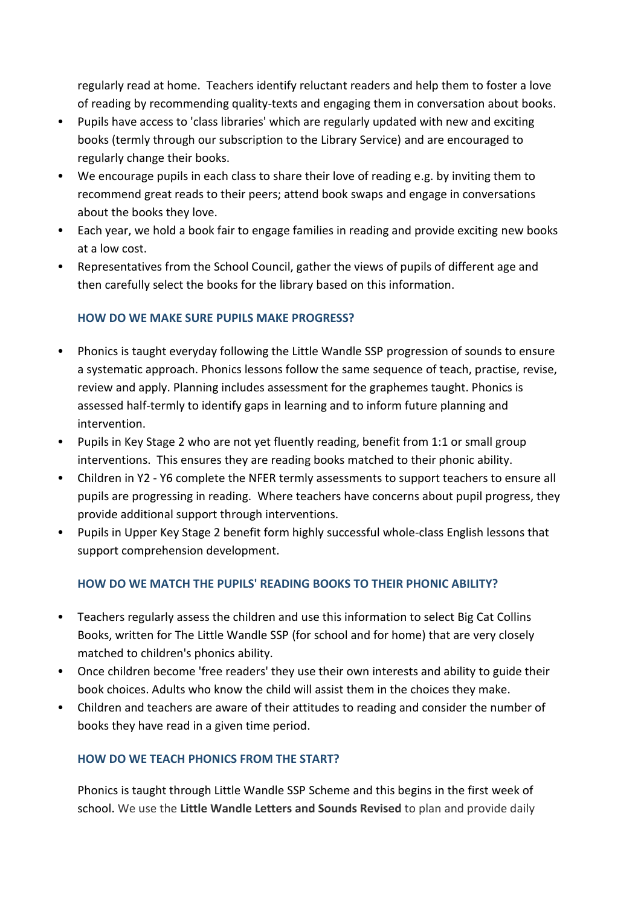regularly read at home. Teachers identify reluctant readers and help them to foster a love of reading by recommending quality-texts and engaging them in conversation about books.

- Pupils have access to 'class libraries' which are regularly updated with new and exciting books (termly through our subscription to the Library Service) and are encouraged to regularly change their books.
- We encourage pupils in each class to share their love of reading e.g. by inviting them to recommend great reads to their peers; attend book swaps and engage in conversations about the books they love.
- Each year, we hold a book fair to engage families in reading and provide exciting new books at a low cost.
- Representatives from the School Council, gather the views of pupils of different age and then carefully select the books for the library based on this information.

### HOW DO WE MAKE SURE PUPILS MAKE PROGRESS?

- Phonics is taught everyday following the Little Wandle SSP progression of sounds to ensure a systematic approach. Phonics lessons follow the same sequence of teach, practise, revise, review and apply. Planning includes assessment for the graphemes taught. Phonics is assessed half-termly to identify gaps in learning and to inform future planning and intervention.
- Pupils in Key Stage 2 who are not yet fluently reading, benefit from 1:1 or small group interventions. This ensures they are reading books matched to their phonic ability.
- Children in Y2 - Y6 complete the NFER termly assessments to support teachers to ensure all pupils are progressing in reading. Where teachers have concerns about pupil progress, they provide additional support through interventions.
- Pupils in Upper Key Stage 2 benefit form highly successful whole-class English lessons that support comprehension development.

### HOW DO WE MATCH THE PUPILS' READING BOOKS TO THEIR PHONIC ABILITY?

- Teachers regularly assess the children and use this information to select Big Cat Collins Books, written for The Little Wandle SSP (for school and for home) that are very closely matched to children's phonics ability.
- Once children become 'free readers' they use their own interests and ability to guide their book choices. Adults who know the child will assist them in the choices they make.
- Children and teachers are aware of their attitudes to reading and consider the number of books they have read in a given time period.

### HOW DO WE TEACH PHONICS FROM THE START?

Phonics is taught through Little Wandle SSP Scheme and this begins in the first week of school. We use the **Little Wandle Letters and Sounds Revised** to plan and provide daily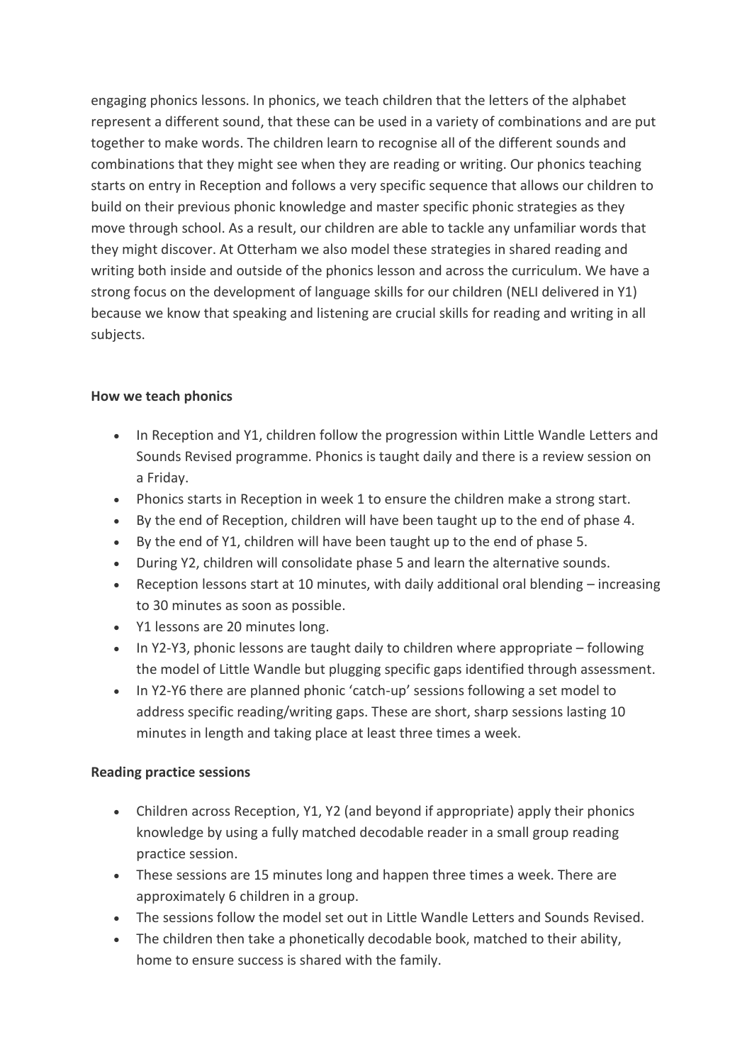engaging phonics lessons. In phonics, we teach children that the letters of the alphabet represent a different sound, that these can be used in a variety of combinations and are put together to make words. The children learn to recognise all of the different sounds and combinations that they might see when they are reading or writing. Our phonics teaching starts on entry in Reception and follows a very specific sequence that allows our children to build on their previous phonic knowledge and master specific phonic strategies as they move through school. As a result, our children are able to tackle any unfamiliar words that they might discover. At Otterham we also model these strategies in shared reading and writing both inside and outside of the phonics lesson and across the curriculum. We have a strong focus on the development of language skills for our children (NELI delivered in Y1) because we know that speaking and listening are crucial skills for reading and writing in all subjects.

**How we teach phonics**

- In Reception and Y1, children follow the progression within Little Wandle Letters and Sounds Revised programme. Phonics is taught daily and there is a review session on a Friday.
- Phonics starts in Reception in week 1 to ensure the children make a strong start.
- By the end of Reception, children will have been taught up to the end of phase 4.
- By the end of Y1, children will have been taught up to the end of phase 5.
- During Y2, children will consolidate phase 5 and learn the alternative sounds.
- Reception lessons start at 10 minutes, with daily additional oral blending – increasing to 30 minutes as soon as possible.
- Y1 lessons are 20 minutes long.
- In Y2-Y3, phonic lessons are taught daily to children where appropriate – following the model of Little Wandle but plugging specific gaps identified through assessment.
- In Y2-Y6 there are planned phonic 'catch-up' sessions following a set model to address specific reading/writing gaps. These are short, sharp sessions lasting 10 minutes in length and taking place at least three times a week.

**Reading practice sessions**

- Children across Reception, Y1, Y2 (and beyond if appropriate) apply their phonics knowledge by using a fully matched decodable reader in a small group reading practice session.
- These sessions are 15 minutes long and happen three times a week. There are approximately 6 children in a group.
- The sessions follow the model set out in Little Wandle Letters and Sounds Revised.
- The children then take a phonetically decodable book, matched to their ability, home to ensure success is shared with the family.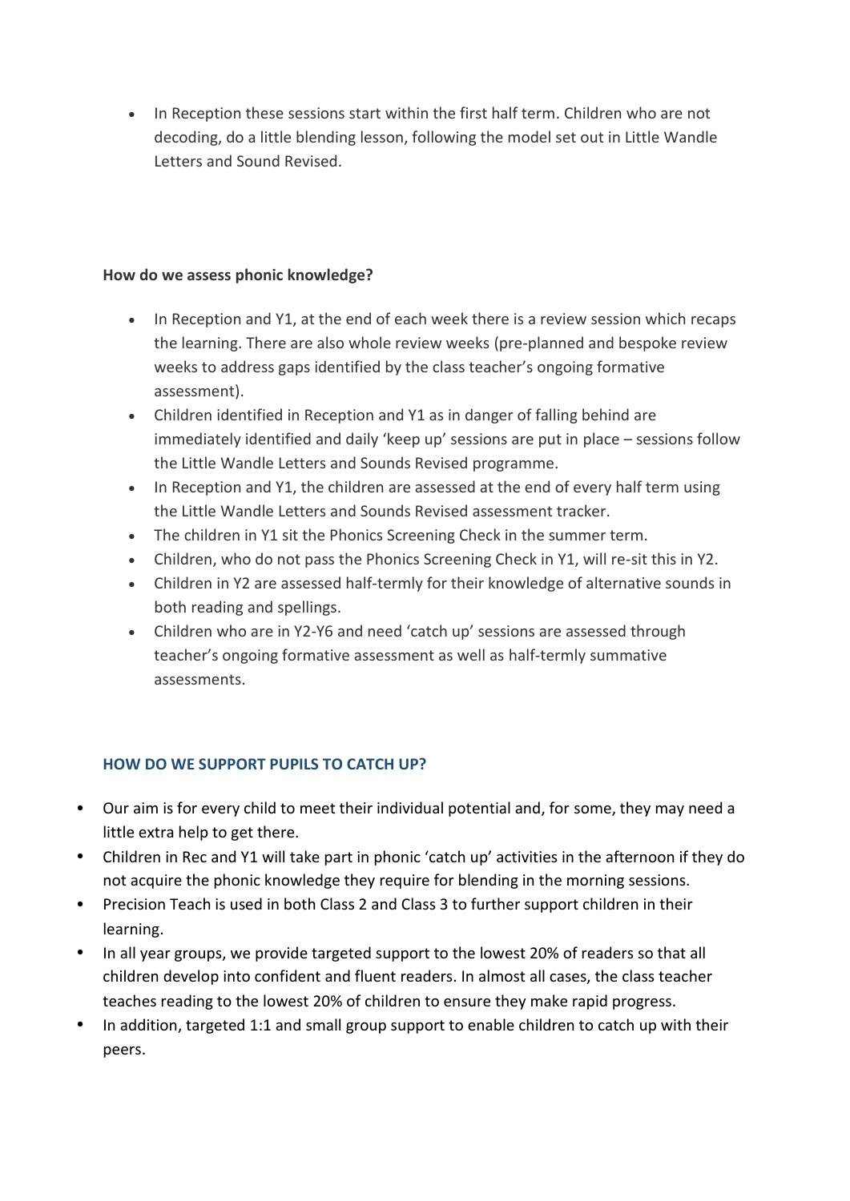- In Reception these sessions start within the first half term. Children who are not decoding, do a little blending lesson, following the model set out in Little Wandle Letters and Sound Revised.

**How do we assess phonic knowledge?**

- In Reception and Y1, at the end of each week there is a review session which recaps the learning. There are also whole review weeks (pre-planned and bespoke review weeks to address gaps identified by the class teacher's ongoing formative assessment).
- Children identified in Reception and Y1 as in danger of falling behind are immediately identified and daily 'keep up' sessions are put in place – sessions follow the Little Wandle Letters and Sounds Revised programme.
- In Reception and Y1, the children are assessed at the end of every half term using the Little Wandle Letters and Sounds Revised assessment tracker.
- The children in Y1 sit the Phonics Screening Check in the summer term.
- Children, who do not pass the Phonics Screening Check in Y1, will re-sit this in Y2.
- Children in Y2 are assessed half-termly for their knowledge of alternative sounds in both reading and spellings.
- Children who are in Y2-Y6 and need 'catch up' sessions are assessed through teacher's ongoing formative assessment as well as half-termly summative assessments.

**HOW DO WE SUPPORT PUPILS TO CATCH UP?**

- Our aim is for every child to meet their individual potential and, for some, they may need a little extra help to get there.
- Children in Rec and Y1 will take part in phonic 'catch up' activities in the afternoon if they do not acquire the phonic knowledge they require for blending in the morning sessions.
- Precision Teach is used in both Class 2 and Class 3 to further support children in their learning.
- In all year groups, we provide targeted support to the lowest 20% of readers so that all children develop into confident and fluent readers. In almost all cases, the class teacher teaches reading to the lowest 20% of children to ensure they make rapid progress.
- In addition, targeted 1:1 and small group support to enable children to catch up with their peers.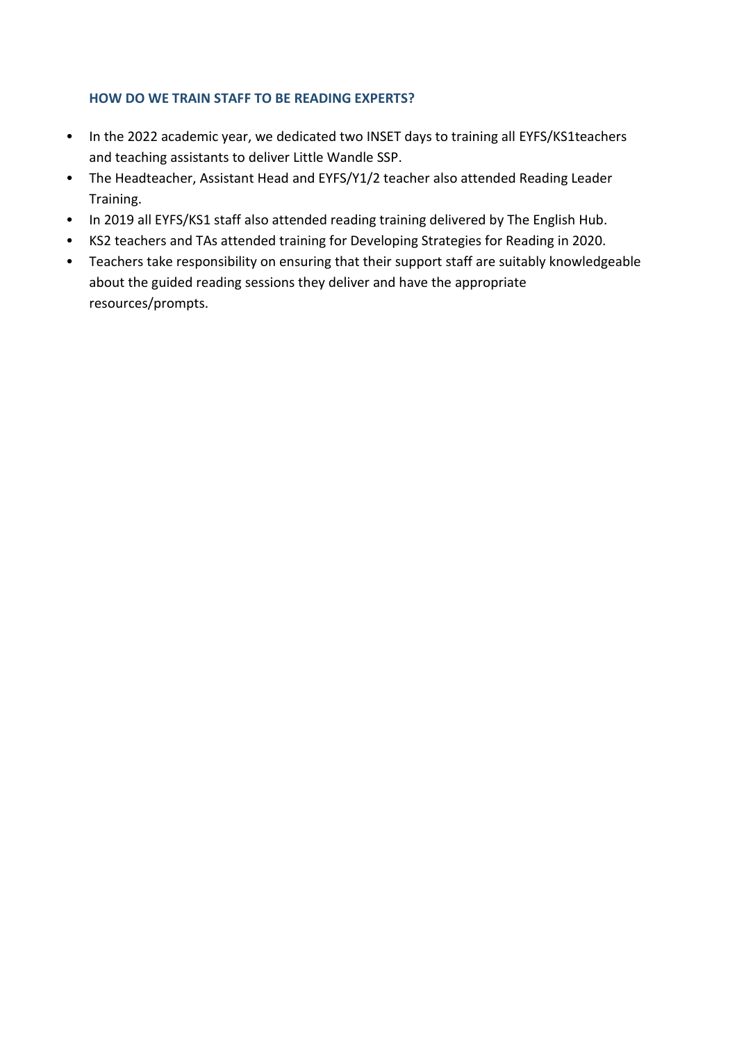### HOW DO WE TRAIN STAFF TO BE READING EXPERTS?

- In the 2022 academic year, we dedicated two INSET days to training all EYFS/KS1teachers and teaching assistants to deliver Little Wandle SSP.
- The Headteacher, Assistant Head and EYFS/Y1/2 teacher also attended Reading Leader Training.
- In 2019 all EYFS/KS1 staff also attended reading training delivered by The English Hub.
- KS2 teachers and TAs attended training for Developing Strategies for Reading in 2020.
- Teachers take responsibility on ensuring that their support staff are suitably knowledgeable about the guided reading sessions they deliver and have the appropriate resources/prompts.